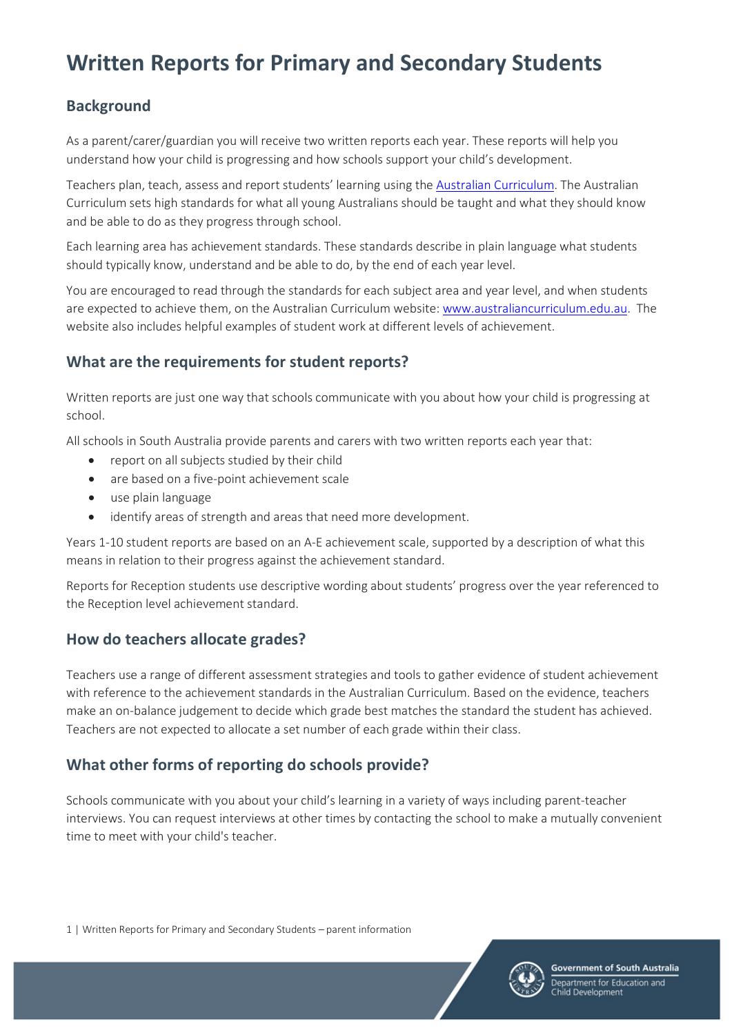# Written Reports for Primary and Secondary Students

## Background

As a parent/carer/guardian you will receive two written reports each year. These reports will help you understand how your child is progressing and how schools support your child's development.

Teachers plan, teach, assess and report students' learning using the Australian Curriculum. The Australian Curriculum sets high standards for what all young Australians should be taught and what they should know and be able to do as they progress through school.

Each learning area has achievement standards. These standards describe in plain language what students should typically know, understand and be able to do, by the end of each year level.

You are encouraged to read through the standards for each subject area and year level, and when students are expected to achieve them, on the Australian Curriculum website: www.australiancurriculum.edu.au. The website also includes helpful examples of student work at different levels of achievement.

## What are the requirements for student reports?

Written reports are just one way that schools communicate with you about how your child is progressing at school.

All schools in South Australia provide parents and carers with two written reports each year that:

- report on all subjects studied by their child
- are based on a five-point achievement scale
- use plain language
- identify areas of strength and areas that need more development.

Years 1-10 student reports are based on an A-E achievement scale, supported by a description of what this means in relation to their progress against the achievement standard.

Reports for Reception students use descriptive wording about students' progress over the year referenced to the Reception level achievement standard.

## How do teachers allocate grades?

Teachers use a range of different assessment strategies and tools to gather evidence of student achievement with reference to the achievement standards in the Australian Curriculum. Based on the evidence, teachers make an on-balance judgement to decide which grade best matches the standard the student has achieved. Teachers are not expected to allocate a set number of each grade within their class.

## What other forms of reporting do schools provide?

Schools communicate with you about your child's learning in a variety of ways including parent-teacher interviews. You can request interviews at other times by contacting the school to make a mutually convenient time to meet with your child's teacher.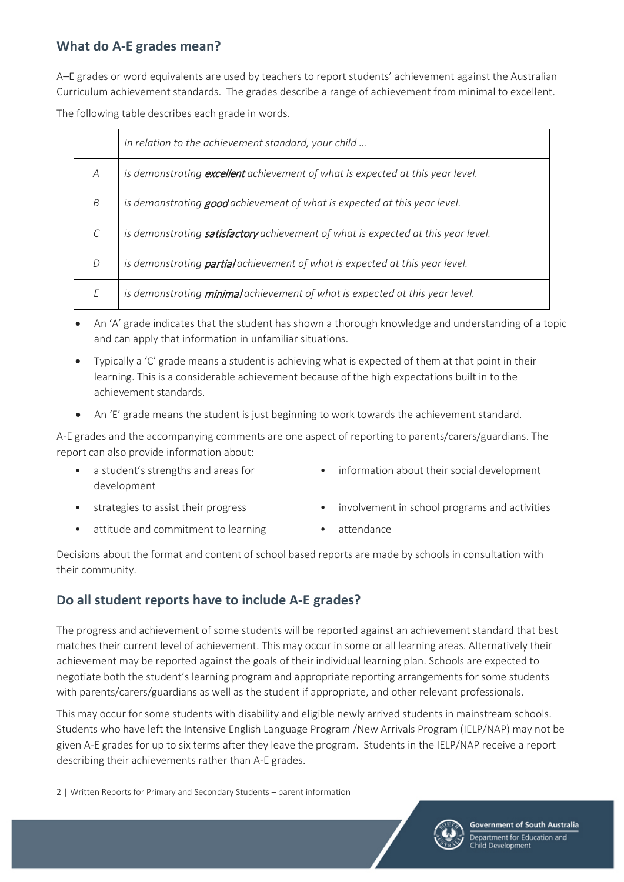## What do A-E grades mean?

A–E grades or word equivalents are used by teachers to report students' achievement against the Australian Curriculum achievement standards. The grades describe a range of achievement from minimal to excellent.

The following table describes each grade in words.

| | *In relation to the achievement standard, your child …* |
|---|---|
| *A* | *is demonstrating **excellent** achievement of what is expected at this year level.* |
| *B* | *is demonstrating **good** achievement of what is expected at this year level.* |
| *C* | *is demonstrating **satisfactory** achievement of what is expected at this year level.* |
| *D* | *is demonstrating **partial** achievement of what is expected at this year level.* |
| *E* | *is demonstrating **minimal** achievement of what is expected at this year level.* |

- An 'A' grade indicates that the student has shown a thorough knowledge and understanding of a topic and can apply that information in unfamiliar situations.
- Typically a 'C' grade means a student is achieving what is expected of them at that point in their learning. This is a considerable achievement because of the high expectations built in to the achievement standards.
- An 'E' grade means the student is just beginning to work towards the achievement standard.

A-E grades and the accompanying comments are one aspect of reporting to parents/carers/guardians. The report can also provide information about:

- a student's strengths and areas for development
- strategies to assist their progress
- attitude and commitment to learning
- information about their social development
- involvement in school programs and activities
- attendance

Decisions about the format and content of school based reports are made by schools in consultation with their community.

## Do all student reports have to include A-E grades?

The progress and achievement of some students will be reported against an achievement standard that best matches their current level of achievement. This may occur in some or all learning areas. Alternatively their achievement may be reported against the goals of their individual learning plan. Schools are expected to negotiate both the student's learning program and appropriate reporting arrangements for some students with parents/carers/guardians as well as the student if appropriate, and other relevant professionals.

This may occur for some students with disability and eligible newly arrived students in mainstream schools. Students who have left the Intensive English Language Program /New Arrivals Program (IELP/NAP) may not be given A-E grades for up to six terms after they leave the program. Students in the IELP/NAP receive a report describing their achievements rather than A-E grades.